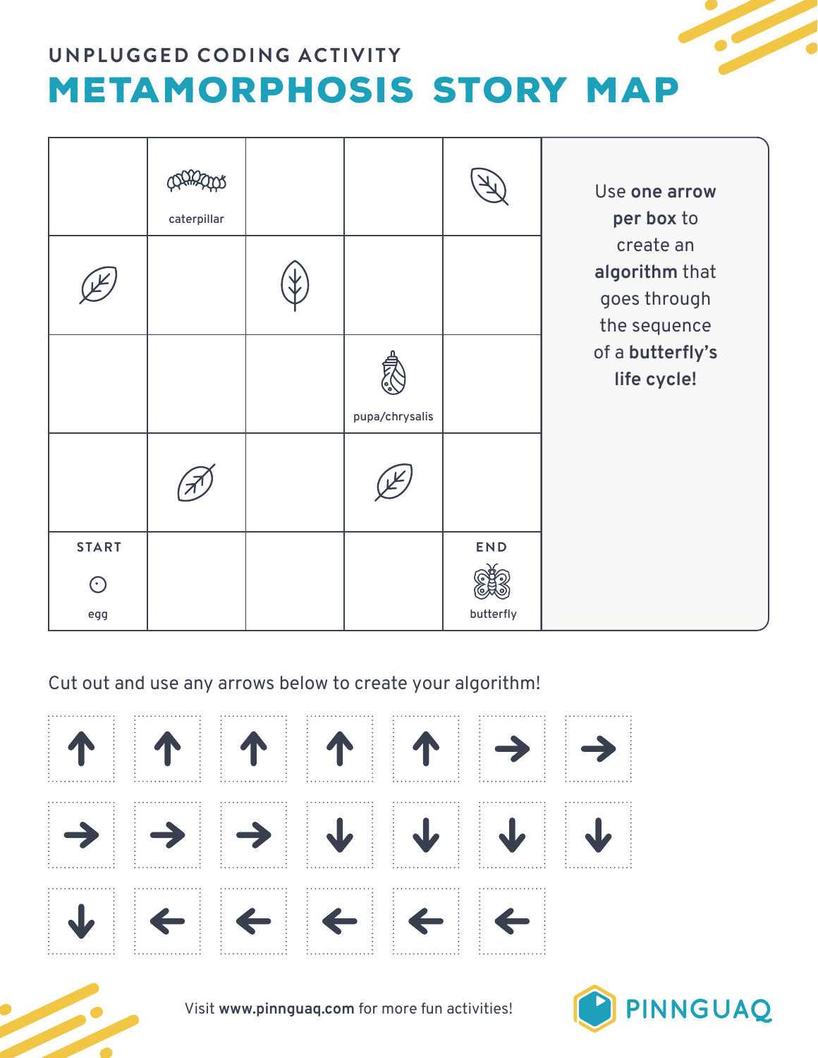UNPLUGGED CODING ACTIVITY

# METAMORPHOSIS STORY MAP

| | | | | |
|---|---|---|---|---|
| | caterpillar | | | |
| | | | | |
| | | | pupa/chrysalis | |
| | | | | |
| START egg | | | | END butterfly |

Use **one arrow per box** to create an **algorithm** that goes through the sequence of a **butterfly's life cycle!**

Cut out and use any arrows below to create your algorithm!

↑ ↑ ↑ ↑ ↑ → →

→ → → ↓ ↓ ↓ ↓

↓ ← ← ← ← ←

Visit **www.pinnguaq.com** for more fun activities!

PINNGUAQ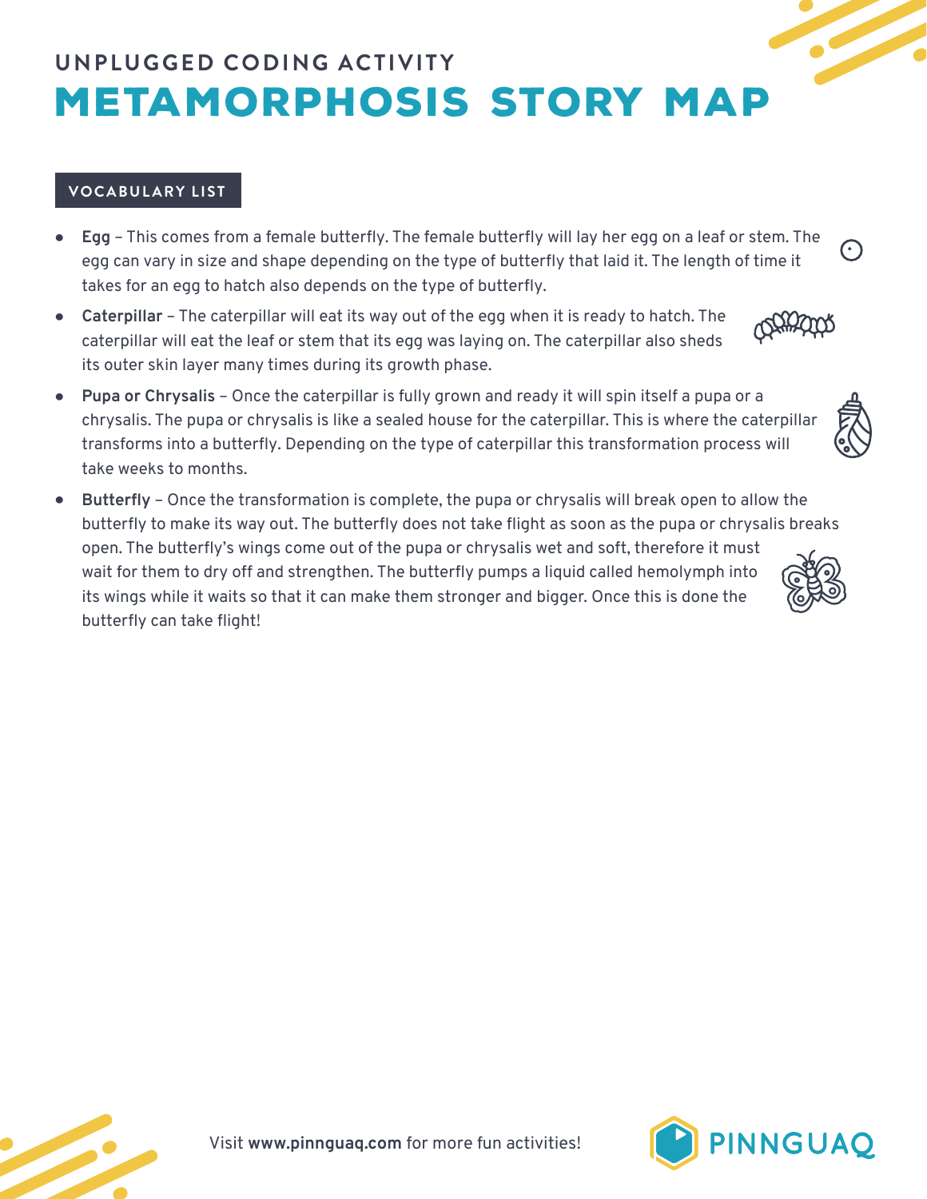UNPLUGGED CODING ACTIVITY

# METAMORPHOSIS STORY MAP

## VOCABULARY LIST

- **Egg** – This comes from a female butterfly. The female butterfly will lay her egg on a leaf or stem. The egg can vary in size and shape depending on the type of butterfly that laid it. The length of time it takes for an egg to hatch also depends on the type of butterfly.
- **Caterpillar** – The caterpillar will eat its way out of the egg when it is ready to hatch. The caterpillar will eat the leaf or stem that its egg was laying on. The caterpillar also sheds its outer skin layer many times during its growth phase.
- **Pupa or Chrysalis** – Once the caterpillar is fully grown and ready it will spin itself a pupa or a chrysalis. The pupa or chrysalis is like a sealed house for the caterpillar. This is where the caterpillar transforms into a butterfly. Depending on the type of caterpillar this transformation process will take weeks to months.
- **Butterfly** – Once the transformation is complete, the pupa or chrysalis will break open to allow the butterfly to make its way out. The butterfly does not take flight as soon as the pupa or chrysalis breaks open. The butterfly's wings come out of the pupa or chrysalis wet and soft, therefore it must wait for them to dry off and strengthen. The butterfly pumps a liquid called hemolymph into its wings while it waits so that it can make them stronger and bigger. Once this is done the butterfly can take flight!

Visit **www.pinnguaq.com** for more fun activities!